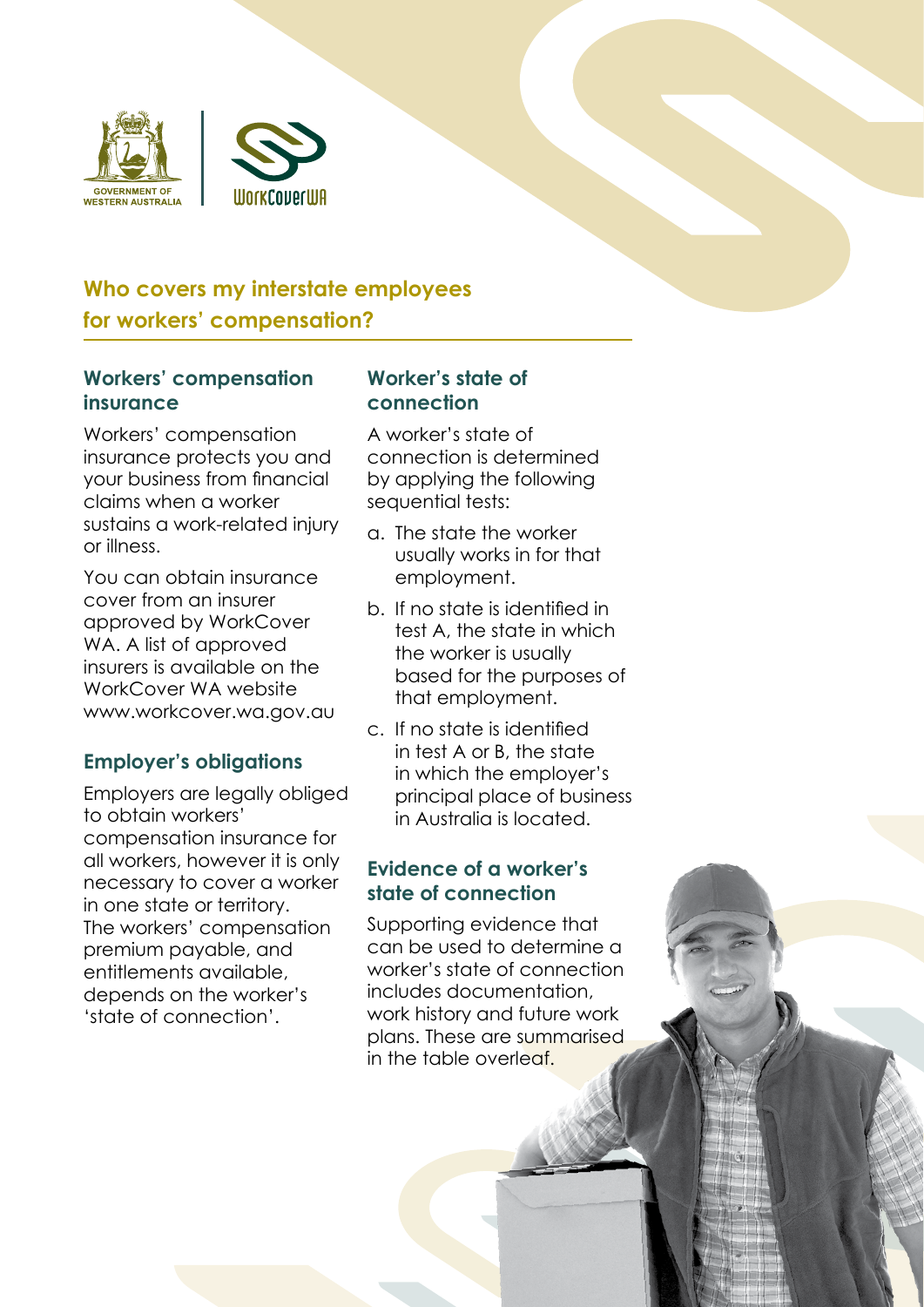# Who covers my interstate employees for workers' compensation?

## Workers' compensation insurance

Workers' compensation insurance protects you and your business from financial claims when a worker sustains a work-related injury or illness.

You can obtain insurance cover from an insurer approved by WorkCover WA. A list of approved insurers is available on the WorkCover WA website www.workcover.wa.gov.au

## Employer's obligations

Employers are legally obliged to obtain workers' compensation insurance for all workers, however it is only necessary to cover a worker in one state or territory. The workers' compensation premium payable, and entitlements available, depends on the worker's 'state of connection'.

## Worker's state of connection

A worker's state of connection is determined by applying the following sequential tests:

a. The state the worker usually works in for that employment.
b. If no state is identified in test A, the state in which the worker is usually based for the purposes of that employment.
c. If no state is identified in test A or B, the state in which the employer's principal place of business in Australia is located.

## Evidence of a worker's state of connection

Supporting evidence that can be used to determine a worker's state of connection includes documentation, work history and future work plans. These are summarised in the table overleaf.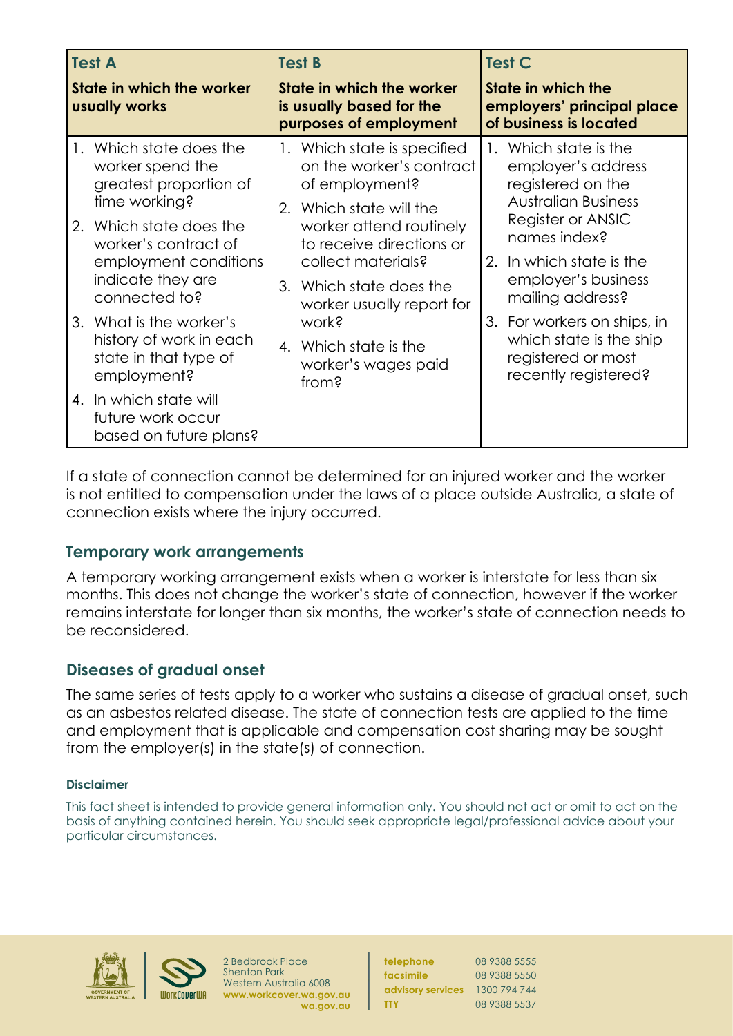| **Test A**<br>**State in which the worker usually works** | **Test B**<br>**State in which the worker is usually based for the purposes of employment** | **Test C**<br>**State in which the employers' principal place of business is located** |
| --- | --- | --- |
| 1. Which state does the worker spend the greatest proportion of time working?<br>2. Which state does the worker's contract of employment conditions indicate they are connected to?<br>3. What is the worker's history of work in each state in that type of employment?<br>4. In which state will future work occur based on future plans? | 1. Which state is specified on the worker's contract of employment?<br>2. Which state will the worker attend routinely to receive directions or collect materials?<br>3. Which state does the worker usually report for work?<br>4. Which state is the worker's wages paid from? | 1. Which state is the employer's address registered on the Australian Business Register or ANSIC names index?<br>2. In which state is the employer's business mailing address?<br>3. For workers on ships, in which state is the ship registered or most recently registered? |

If a state of connection cannot be determined for an injured worker and the worker is not entitled to compensation under the laws of a place outside Australia, a state of connection exists where the injury occurred.

## Temporary work arrangements

A temporary working arrangement exists when a worker is interstate for less than six months. This does not change the worker's state of connection, however if the worker remains interstate for longer than six months, the worker's state of connection needs to be reconsidered.

## Diseases of gradual onset

The same series of tests apply to a worker who sustains a disease of gradual onset, such as an asbestos related disease. The state of connection tests are applied to the time and employment that is applicable and compensation cost sharing may be sought from the employer(s) in the state(s) of connection.

#### Disclaimer

This fact sheet is intended to provide general information only. You should not act or omit to act on the basis of anything contained herein. You should seek appropriate legal/professional advice about your particular circumstances.

2 Bedbrook Place
Shenton Park
Western Australia 6008
**www.workcover.wa.gov.au**
**wa.gov.au**

| | |
| --- | --- |
| **telephone** | 08 9388 5555 |
| **facsimile** | 08 9388 5550 |
| **advisory services** | 1300 794 744 |
| **TTY** | 08 9388 5537 |